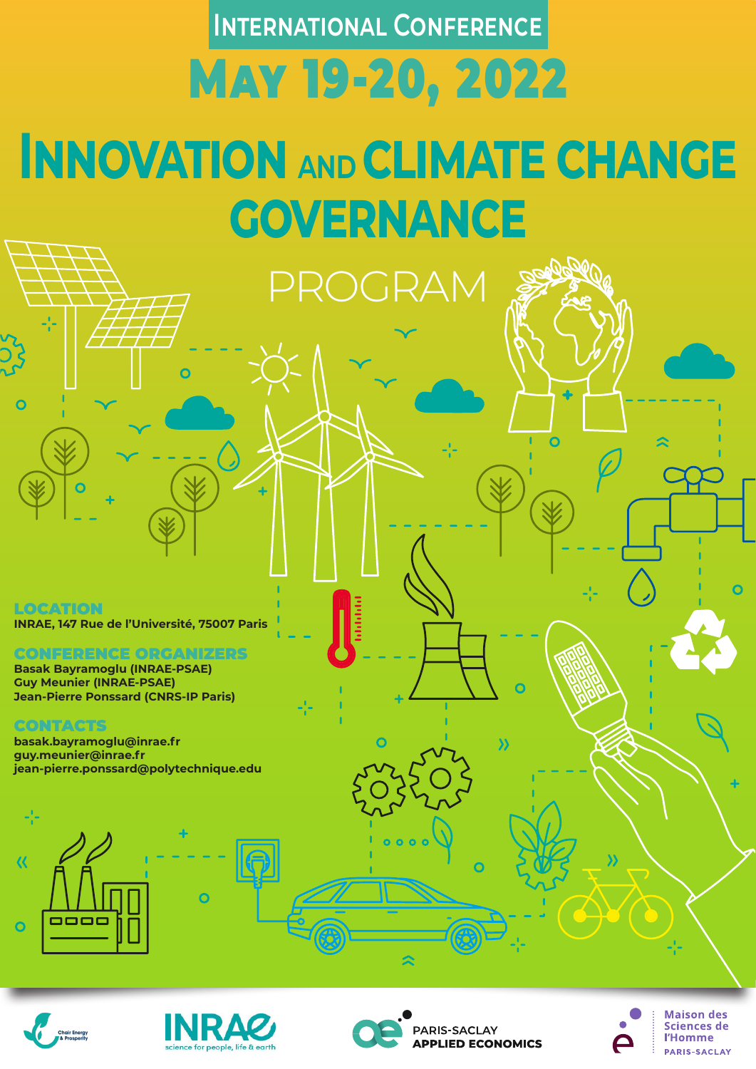# INTERNATIONAL CONFERENCE

## MAY 19-20, 2022

# INNOVATION AND CLIMATE CHANGE GOVERNANCE

## PROGRAM

### LOCATION

**INRAE, 147 Rue de l'Université, 75007 Paris**

### CONFERENCE ORGANIZERS

**Basak Bayramoglu (INRAE-PSAE)**
**Guy Meunier (INRAE-PSAE)**
**Jean-Pierre Ponssard (CNRS-IP Paris)**

### CONTACTS

**basak.bayramoglu@inrae.fr**
**guy.meunier@inrae.fr**
**jean-pierre.ponssard@polytechnique.edu**

Chair Energy & Prosperity

INRAE science for people, life & earth

PARIS-SACLAY APPLIED ECONOMICS

Maison des Sciences de l'Homme PARIS-SACLAY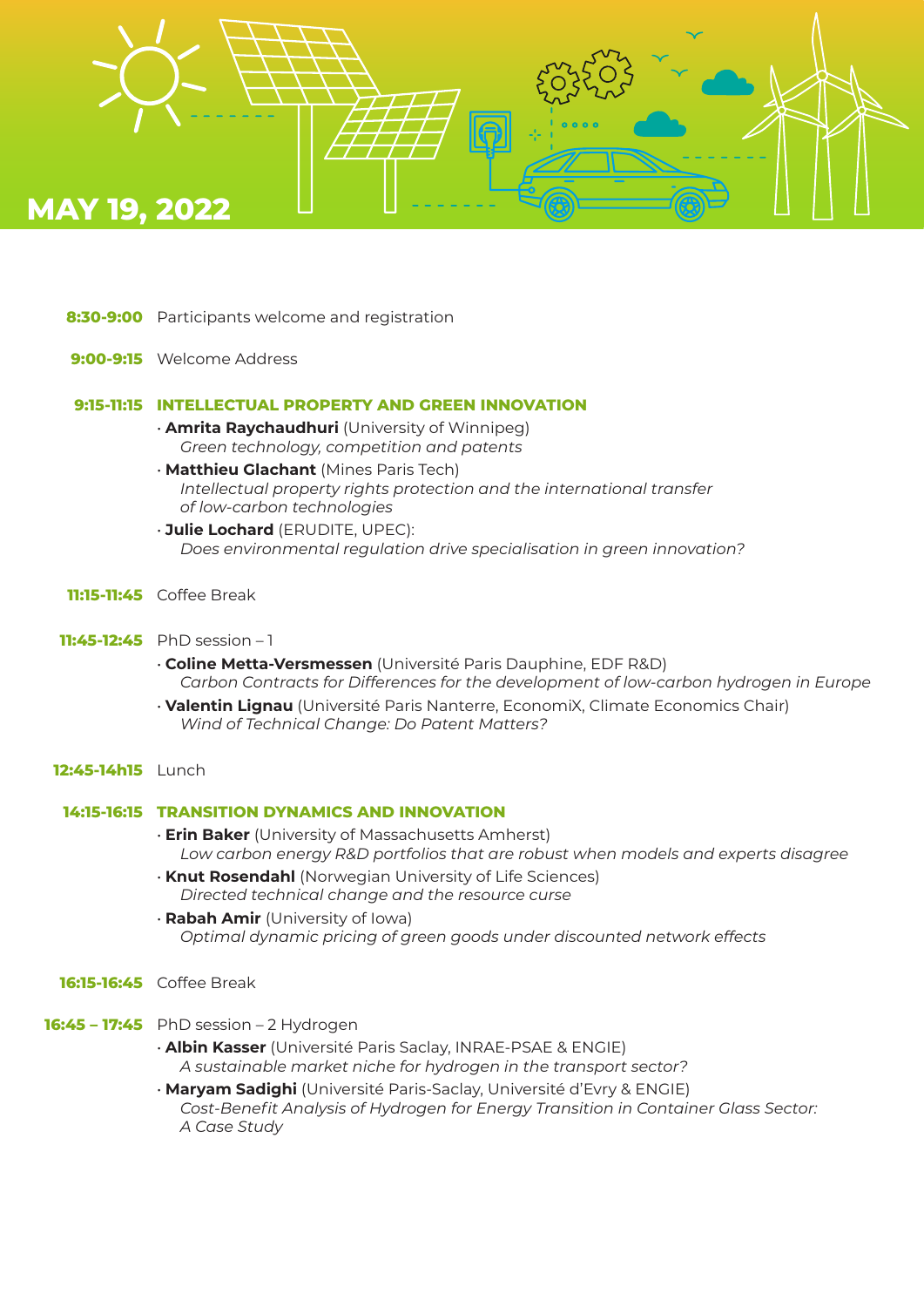# MAY 19, 2022

**8:30-9:00** Participants welcome and registration

**9:00-9:15** Welcome Address

## 9:15-11:15 INTELLECTUAL PROPERTY AND GREEN INNOVATION

- **Amrita Raychaudhuri** (University of Winnipeg)
  *Green technology, competition and patents*
- **Matthieu Glachant** (Mines Paris Tech)
  *Intellectual property rights protection and the international transfer of low-carbon technologies*
- **Julie Lochard** (ERUDITE, UPEC):
  *Does environmental regulation drive specialisation in green innovation?*

**11:15-11:45** Coffee Break

**11:45-12:45** PhD session – 1

- **Coline Metta-Versmessen** (Université Paris Dauphine, EDF R&D)
  *Carbon Contracts for Differences for the development of low-carbon hydrogen in Europe*
- **Valentin Lignau** (Université Paris Nanterre, EconomiX, Climate Economics Chair)
  *Wind of Technical Change: Do Patent Matters?*

**12:45-14h15** Lunch

## 14:15-16:15 TRANSITION DYNAMICS AND INNOVATION

- **Erin Baker** (University of Massachusetts Amherst)
  *Low carbon energy R&D portfolios that are robust when models and experts disagree*
- **Knut Rosendahl** (Norwegian University of Life Sciences)
  *Directed technical change and the resource curse*
- **Rabah Amir** (University of Iowa)
  *Optimal dynamic pricing of green goods under discounted network effects*

**16:15-16:45** Coffee Break

**16:45 – 17:45** PhD session – 2 Hydrogen

- **Albin Kasser** (Université Paris Saclay, INRAE-PSAE & ENGIE)
  *A sustainable market niche for hydrogen in the transport sector?*
- **Maryam Sadighi** (Université Paris-Saclay, Université d'Evry & ENGIE)
  *Cost-Benefit Analysis of Hydrogen for Energy Transition in Container Glass Sector: A Case Study*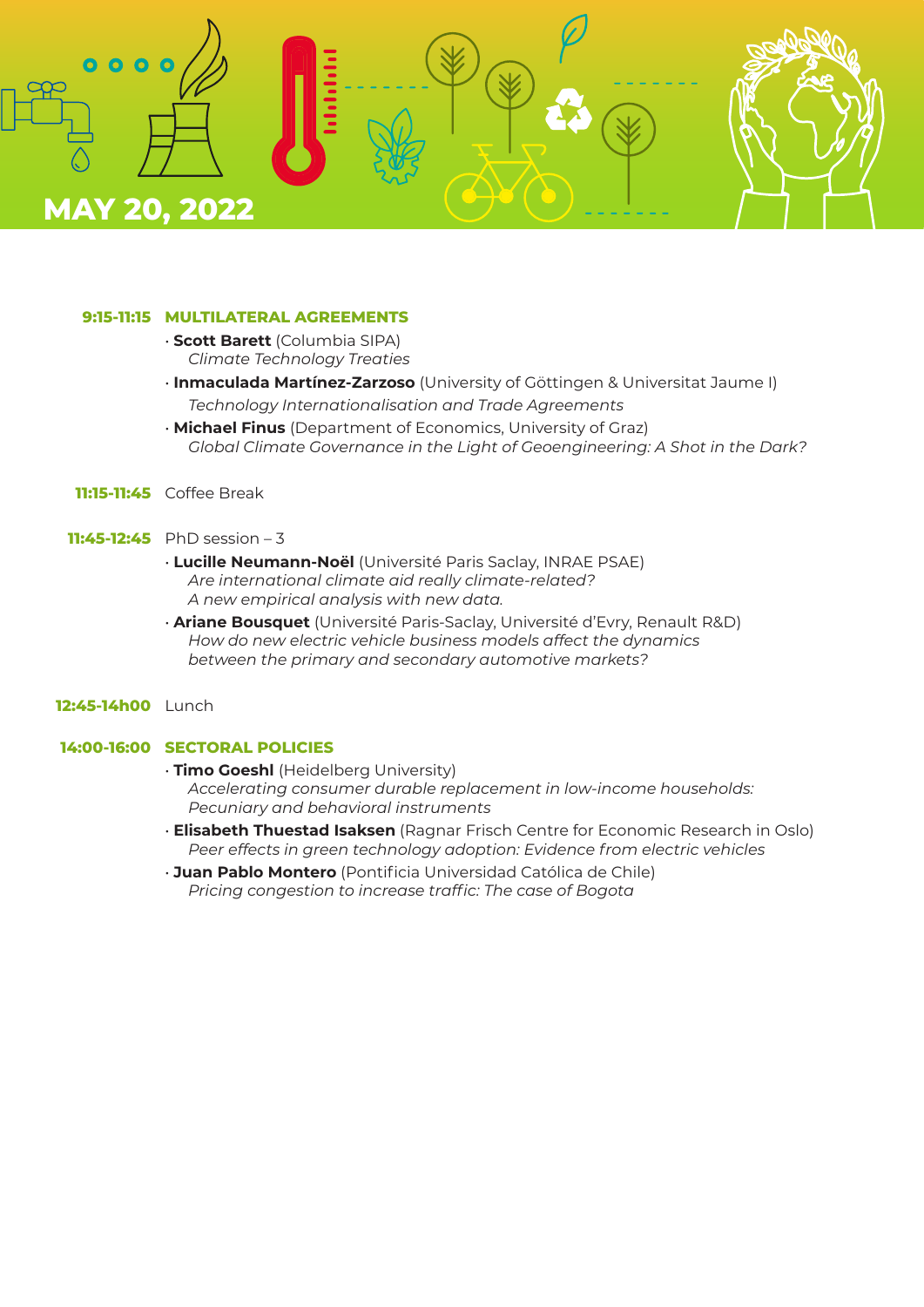# MAY 20, 2022

**9:15-11:15** **MULTILATERAL AGREEMENTS**

- **Scott Barett** (Columbia SIPA)
  *Climate Technology Treaties*
- **Inmaculada Martínez-Zarzoso** (University of Göttingen & Universitat Jaume I)
  *Technology Internationalisation and Trade Agreements*
- **Michael Finus** (Department of Economics, University of Graz)
  *Global Climate Governance in the Light of Geoengineering: A Shot in the Dark?*

**11:15-11:45** Coffee Break

**11:45-12:45** PhD session – 3

- **Lucille Neumann-Noël** (Université Paris Saclay, INRAE PSAE)
  *Are international climate aid really climate-related?*
  *A new empirical analysis with new data.*
- **Ariane Bousquet** (Université Paris-Saclay, Université d'Evry, Renault R&D)
  *How do new electric vehicle business models affect the dynamics between the primary and secondary automotive markets?*

**12:45-14h00** Lunch

**14:00-16:00** **SECTORAL POLICIES**

- **Timo Goeshl** (Heidelberg University)
  *Accelerating consumer durable replacement in low-income households: Pecuniary and behavioral instruments*
- **Elisabeth Thuestad Isaksen** (Ragnar Frisch Centre for Economic Research in Oslo)
  *Peer effects in green technology adoption: Evidence from electric vehicles*
- **Juan Pablo Montero** (Pontificia Universidad Católica de Chile)
  *Pricing congestion to increase traffic: The case of Bogota*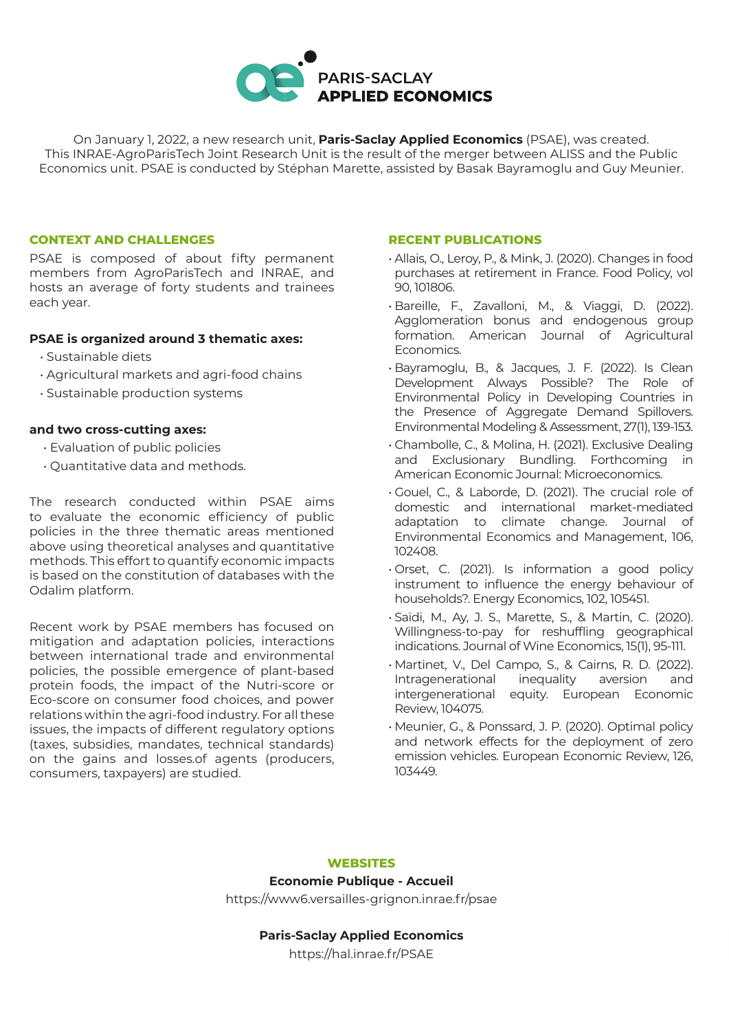# PARIS-SACLAY APPLIED ECONOMICS

On January 1, 2022, a new research unit, **Paris-Saclay Applied Economics** (PSAE), was created. This INRAE-AgroParisTech Joint Research Unit is the result of the merger between ALISS and the Public Economics unit. PSAE is conducted by Stéphan Marette, assisted by Basak Bayramoglu and Guy Meunier.

## CONTEXT AND CHALLENGES

PSAE is composed of about fifty permanent members from AgroParisTech and INRAE, and hosts an average of forty students and trainees each year.

**PSAE is organized around 3 thematic axes:**

- Sustainable diets
- Agricultural markets and agri-food chains
- Sustainable production systems

**and two cross-cutting axes:**

- Evaluation of public policies
- Quantitative data and methods.

The research conducted within PSAE aims to evaluate the economic efficiency of public policies in the three thematic areas mentioned above using theoretical analyses and quantitative methods. This effort to quantify economic impacts is based on the constitution of databases with the Odalim platform.

Recent work by PSAE members has focused on mitigation and adaptation policies, interactions between international trade and environmental policies, the possible emergence of plant-based protein foods, the impact of the Nutri-score or Eco-score on consumer food choices, and power relations within the agri-food industry. For all these issues, the impacts of different regulatory options (taxes, subsidies, mandates, technical standards) on the gains and losses.of agents (producers, consumers, taxpayers) are studied.

## RECENT PUBLICATIONS

- Allais, O., Leroy, P., & Mink, J. (2020). Changes in food purchases at retirement in France. Food Policy, vol 90, 101806.
- Bareille, F., Zavalloni, M., & Viaggi, D. (2022). Agglomeration bonus and endogenous group formation. American Journal of Agricultural Economics.
- Bayramoglu, B., & Jacques, J. F. (2022). Is Clean Development Always Possible? The Role of Environmental Policy in Developing Countries in the Presence of Aggregate Demand Spillovers. Environmental Modeling & Assessment, 27(1), 139-153.
- Chambolle, C., & Molina, H. (2021). Exclusive Dealing and Exclusionary Bundling. Forthcoming in American Economic Journal: Microeconomics.
- Gouel, C., & Laborde, D. (2021). The crucial role of domestic and international market-mediated adaptation to climate change. Journal of Environmental Economics and Management, 106, 102408.
- Orset, C. (2021). Is information a good policy instrument to influence the energy behaviour of households?. Energy Economics, 102, 105451.
- Saïdi, M., Ay, J. S., Marette, S., & Martin, C. (2020). Willingness-to-pay for reshuffling geographical indications. Journal of Wine Economics, 15(1), 95-111.
- Martinet, V., Del Campo, S., & Cairns, R. D. (2022). Intragenerational inequality aversion and intergenerational equity. European Economic Review, 104075.
- Meunier, G., & Ponssard, J. P. (2020). Optimal policy and network effects for the deployment of zero emission vehicles. European Economic Review, 126, 103449.

## WEBSITES

**Economie Publique - Accueil**
https://www6.versailles-grignon.inrae.fr/psae

**Paris-Saclay Applied Economics**
https://hal.inrae.fr/PSAE